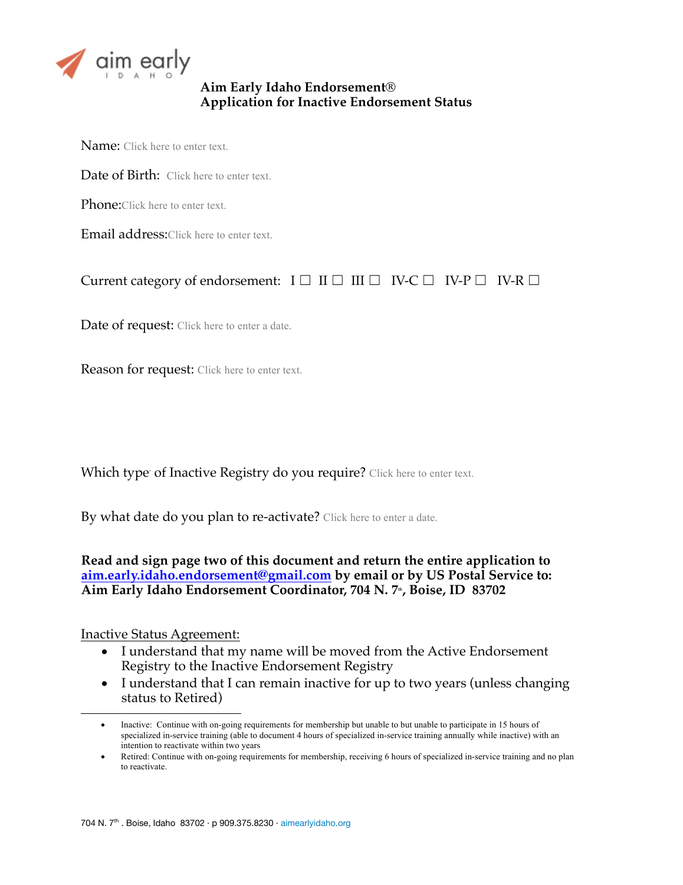aim early
IDAHO

**Aim Early Idaho Endorsement®**
**Application for Inactive Endorsement Status**

Name: Click here to enter text.

Date of Birth: Click here to enter text.

Phone: Click here to enter text.

Email address: Click here to enter text.

Current category of endorsement: I ☐ II ☐ III ☐ IV-C ☐ IV-P ☐ IV-R ☐

Date of request: Click here to enter a date.

Reason for request: Click here to enter text.

Which type of Inactive Registry do you require? Click here to enter text.

By what date do you plan to re-activate? Click here to enter a date.

**Read and sign page two of this document and return the entire application to [aim.early.idaho.endorsement@gmail.com](mailto:aim.early.idaho.endorsement@gmail.com) by email or by US Postal Service to: Aim Early Idaho Endorsement Coordinator, 704 N. 7th, Boise, ID 83702**

Inactive Status Agreement:

- I understand that my name will be moved from the Active Endorsement Registry to the Inactive Endorsement Registry
- I understand that I can remain inactive for up to two years (unless changing status to Retired)

---

- Inactive: Continue with on-going requirements for membership but unable to but unable to participate in 15 hours of specialized in-service training (able to document 4 hours of specialized in-service training annually while inactive) with an intention to reactivate within two years
- Retired: Continue with on-going requirements for membership, receiving 6 hours of specialized in-service training and no plan to reactivate.

704 N. 7th . Boise, Idaho 83702 · p 909.375.8230 · aimearlyidaho.org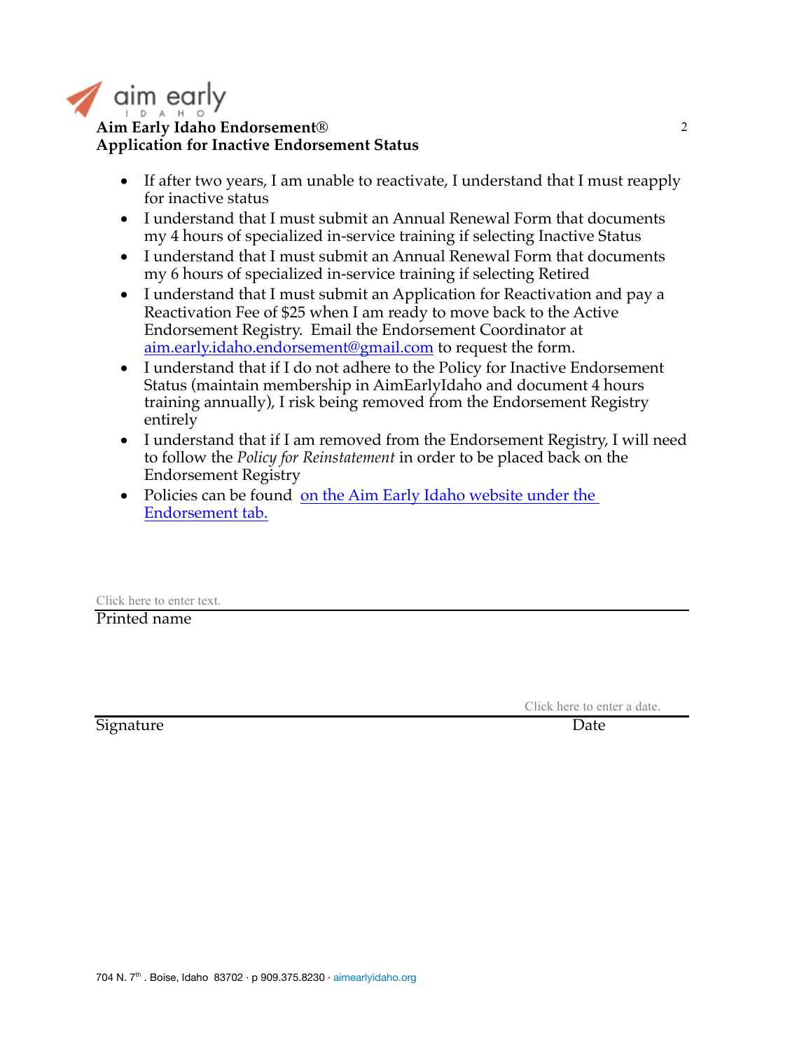**Aim Early Idaho Endorsement®**
**Application for Inactive Endorsement Status**

- If after two years, I am unable to reactivate, I understand that I must reapply for inactive status
- I understand that I must submit an Annual Renewal Form that documents my 4 hours of specialized in-service training if selecting Inactive Status
- I understand that I must submit an Annual Renewal Form that documents my 6 hours of specialized in-service training if selecting Retired
- I understand that I must submit an Application for Reactivation and pay a Reactivation Fee of $25 when I am ready to move back to the Active Endorsement Registry. Email the Endorsement Coordinator at aim.early.idaho.endorsement@gmail.com to request the form.
- I understand that if I do not adhere to the Policy for Inactive Endorsement Status (maintain membership in AimEarlyIdaho and document 4 hours training annually), I risk being removed from the Endorsement Registry entirely
- I understand that if I am removed from the Endorsement Registry, I will need to follow the *Policy for Reinstatement* in order to be placed back on the Endorsement Registry
- Policies can be found on the Aim Early Idaho website under the Endorsement tab.

Click here to enter text.
Printed name

Click here to enter a date.
Signature Date

704 N. 7th . Boise, Idaho 83702 · p 909.375.8230 · aimearlyidaho.org